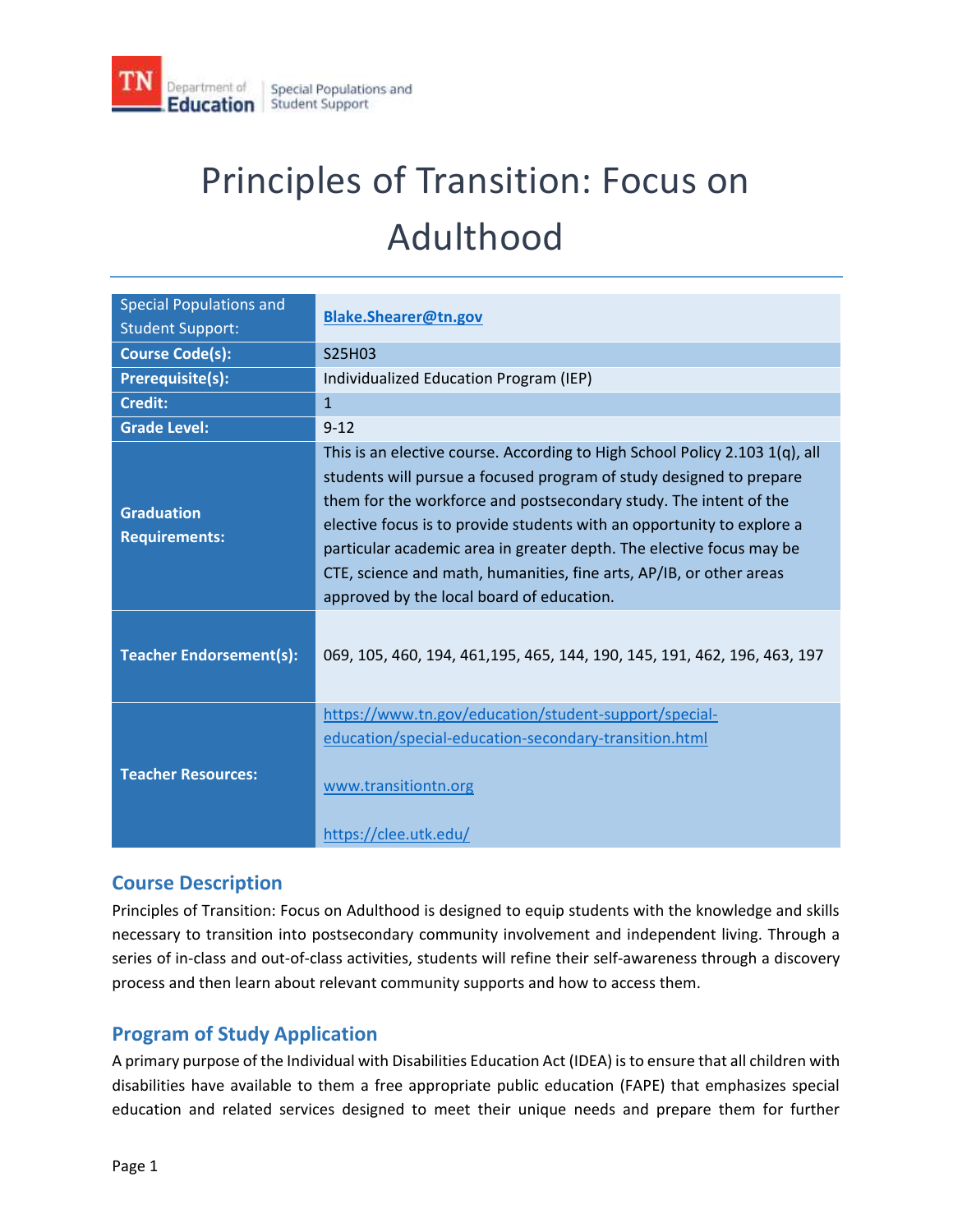# Principles of Transition: Focus on Adulthood

| | |
|---|---|
| Special Populations and Student Support: | **Blake.Shearer@tn.gov** |
| **Course Code(s):** | S25H03 |
| **Prerequisite(s):** | Individualized Education Program (IEP) |
| **Credit:** | 1 |
| **Grade Level:** | 9-12 |
| **Graduation Requirements:** | This is an elective course. According to High School Policy 2.103 1(q), all students will pursue a focused program of study designed to prepare them for the workforce and postsecondary study. The intent of the elective focus is to provide students with an opportunity to explore a particular academic area in greater depth. The elective focus may be CTE, science and math, humanities, fine arts, AP/IB, or other areas approved by the local board of education. |
| **Teacher Endorsement(s):** | 069, 105, 460, 194, 461,195, 465, 144, 190, 145, 191, 462, 196, 463, 197 |
| **Teacher Resources:** | https://www.tn.gov/education/student-support/special-education/special-education-secondary-transition.html<br><br>www.transitiontn.org<br><br>https://clee.utk.edu/ |

## Course Description

Principles of Transition: Focus on Adulthood is designed to equip students with the knowledge and skills necessary to transition into postsecondary community involvement and independent living. Through a series of in-class and out-of-class activities, students will refine their self-awareness through a discovery process and then learn about relevant community supports and how to access them.

## Program of Study Application

A primary purpose of the Individual with Disabilities Education Act (IDEA) is to ensure that all children with disabilities have available to them a free appropriate public education (FAPE) that emphasizes special education and related services designed to meet their unique needs and prepare them for further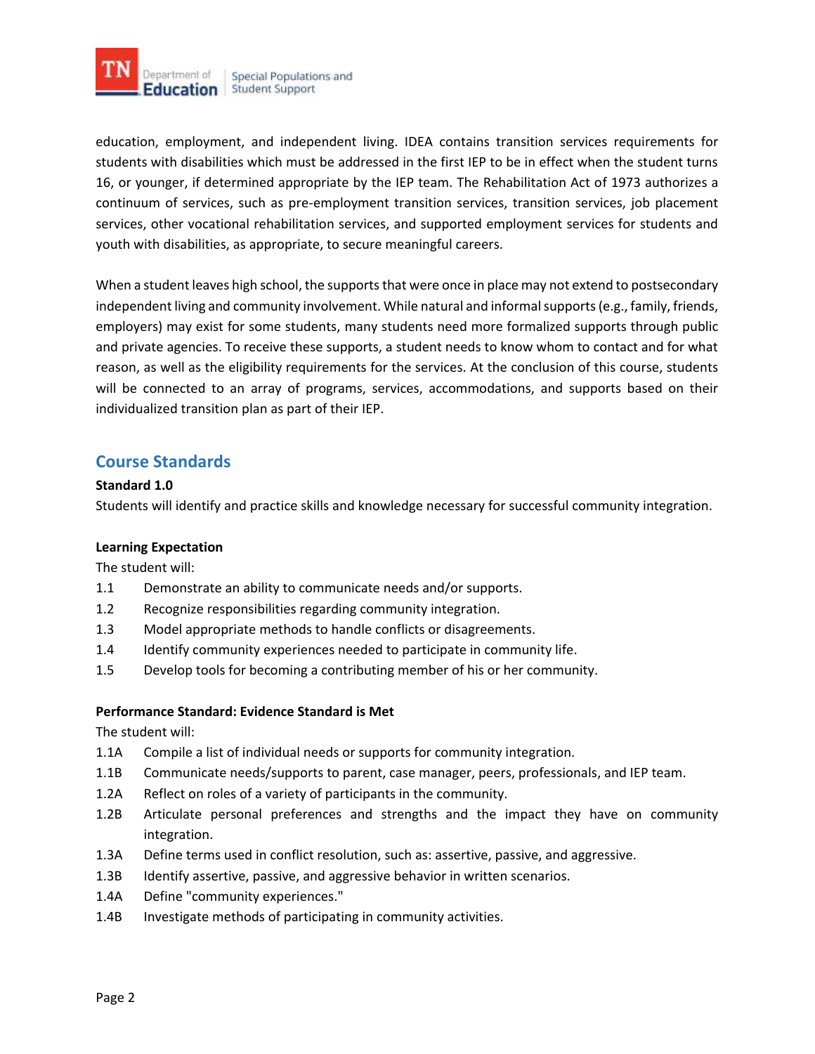education, employment, and independent living. IDEA contains transition services requirements for students with disabilities which must be addressed in the first IEP to be in effect when the student turns 16, or younger, if determined appropriate by the IEP team. The Rehabilitation Act of 1973 authorizes a continuum of services, such as pre-employment transition services, transition services, job placement services, other vocational rehabilitation services, and supported employment services for students and youth with disabilities, as appropriate, to secure meaningful careers.

When a student leaves high school, the supports that were once in place may not extend to postsecondary independent living and community involvement. While natural and informal supports (e.g., family, friends, employers) may exist for some students, many students need more formalized supports through public and private agencies. To receive these supports, a student needs to know whom to contact and for what reason, as well as the eligibility requirements for the services. At the conclusion of this course, students will be connected to an array of programs, services, accommodations, and supports based on their individualized transition plan as part of their IEP.

## Course Standards

**Standard 1.0**

Students will identify and practice skills and knowledge necessary for successful community integration.

**Learning Expectation**

The student will:

1.1 Demonstrate an ability to communicate needs and/or supports.
1.2 Recognize responsibilities regarding community integration.
1.3 Model appropriate methods to handle conflicts or disagreements.
1.4 Identify community experiences needed to participate in community life.
1.5 Develop tools for becoming a contributing member of his or her community.

**Performance Standard: Evidence Standard is Met**

The student will:

1.1A Compile a list of individual needs or supports for community integration.
1.1B Communicate needs/supports to parent, case manager, peers, professionals, and IEP team.
1.2A Reflect on roles of a variety of participants in the community.
1.2B Articulate personal preferences and strengths and the impact they have on community integration.
1.3A Define terms used in conflict resolution, such as: assertive, passive, and aggressive.
1.3B Identify assertive, passive, and aggressive behavior in written scenarios.
1.4A Define "community experiences."
1.4B Investigate methods of participating in community activities.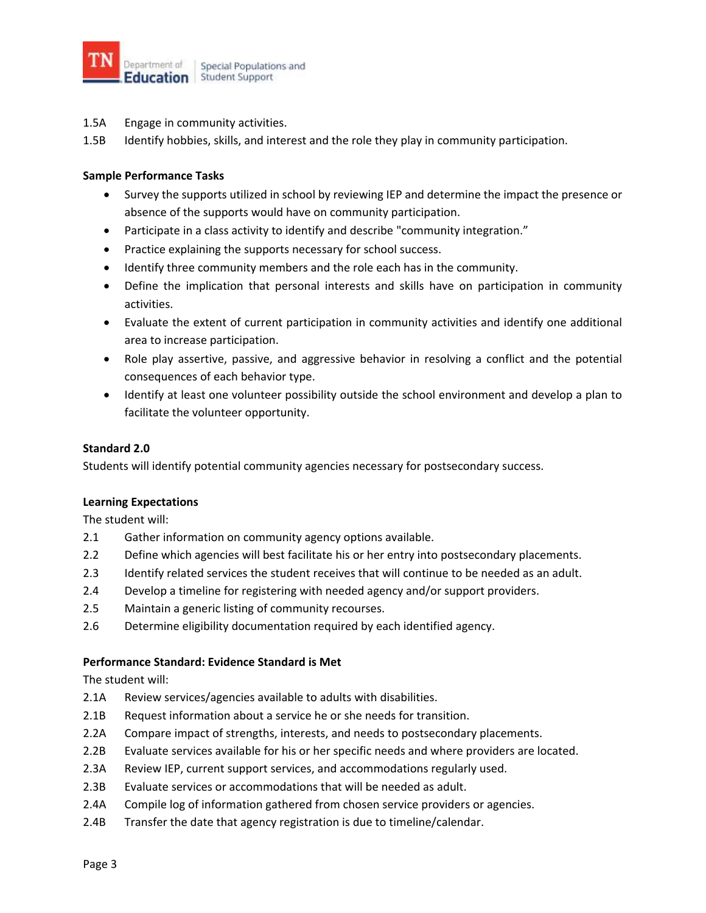1.5A Engage in community activities.

1.5B Identify hobbies, skills, and interest and the role they play in community participation.

**Sample Performance Tasks**

- Survey the supports utilized in school by reviewing IEP and determine the impact the presence or absence of the supports would have on community participation.
- Participate in a class activity to identify and describe "community integration."
- Practice explaining the supports necessary for school success.
- Identify three community members and the role each has in the community.
- Define the implication that personal interests and skills have on participation in community activities.
- Evaluate the extent of current participation in community activities and identify one additional area to increase participation.
- Role play assertive, passive, and aggressive behavior in resolving a conflict and the potential consequences of each behavior type.
- Identify at least one volunteer possibility outside the school environment and develop a plan to facilitate the volunteer opportunity.

**Standard 2.0**

Students will identify potential community agencies necessary for postsecondary success.

**Learning Expectations**

The student will:

2.1 Gather information on community agency options available.

2.2 Define which agencies will best facilitate his or her entry into postsecondary placements.

2.3 Identify related services the student receives that will continue to be needed as an adult.

2.4 Develop a timeline for registering with needed agency and/or support providers.

2.5 Maintain a generic listing of community recourses.

2.6 Determine eligibility documentation required by each identified agency.

**Performance Standard: Evidence Standard is Met**

The student will:

2.1A Review services/agencies available to adults with disabilities.

2.1B Request information about a service he or she needs for transition.

2.2A Compare impact of strengths, interests, and needs to postsecondary placements.

2.2B Evaluate services available for his or her specific needs and where providers are located.

2.3A Review IEP, current support services, and accommodations regularly used.

2.3B Evaluate services or accommodations that will be needed as adult.

2.4A Compile log of information gathered from chosen service providers or agencies.

2.4B Transfer the date that agency registration is due to timeline/calendar.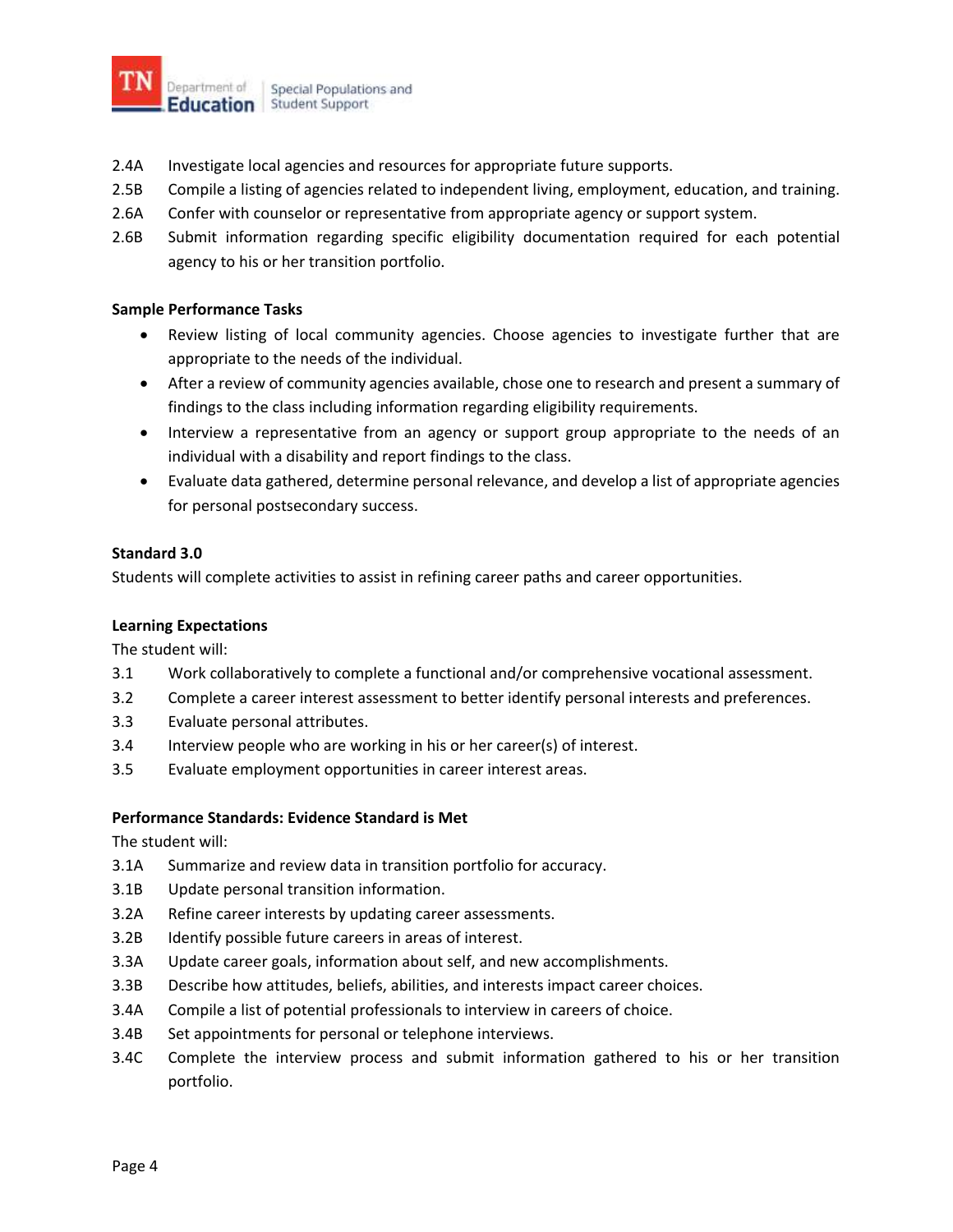2.4A Investigate local agencies and resources for appropriate future supports.

2.5B Compile a listing of agencies related to independent living, employment, education, and training.

2.6A Confer with counselor or representative from appropriate agency or support system.

2.6B Submit information regarding specific eligibility documentation required for each potential agency to his or her transition portfolio.

**Sample Performance Tasks**

- Review listing of local community agencies. Choose agencies to investigate further that are appropriate to the needs of the individual.
- After a review of community agencies available, chose one to research and present a summary of findings to the class including information regarding eligibility requirements.
- Interview a representative from an agency or support group appropriate to the needs of an individual with a disability and report findings to the class.
- Evaluate data gathered, determine personal relevance, and develop a list of appropriate agencies for personal postsecondary success.

**Standard 3.0**

Students will complete activities to assist in refining career paths and career opportunities.

**Learning Expectations**

The student will:

3.1 Work collaboratively to complete a functional and/or comprehensive vocational assessment.

3.2 Complete a career interest assessment to better identify personal interests and preferences.

3.3 Evaluate personal attributes.

3.4 Interview people who are working in his or her career(s) of interest.

3.5 Evaluate employment opportunities in career interest areas.

**Performance Standards: Evidence Standard is Met**

The student will:

3.1A Summarize and review data in transition portfolio for accuracy.

3.1B Update personal transition information.

3.2A Refine career interests by updating career assessments.

3.2B Identify possible future careers in areas of interest.

3.3A Update career goals, information about self, and new accomplishments.

3.3B Describe how attitudes, beliefs, abilities, and interests impact career choices.

3.4A Compile a list of potential professionals to interview in careers of choice.

3.4B Set appointments for personal or telephone interviews.

3.4C Complete the interview process and submit information gathered to his or her transition portfolio.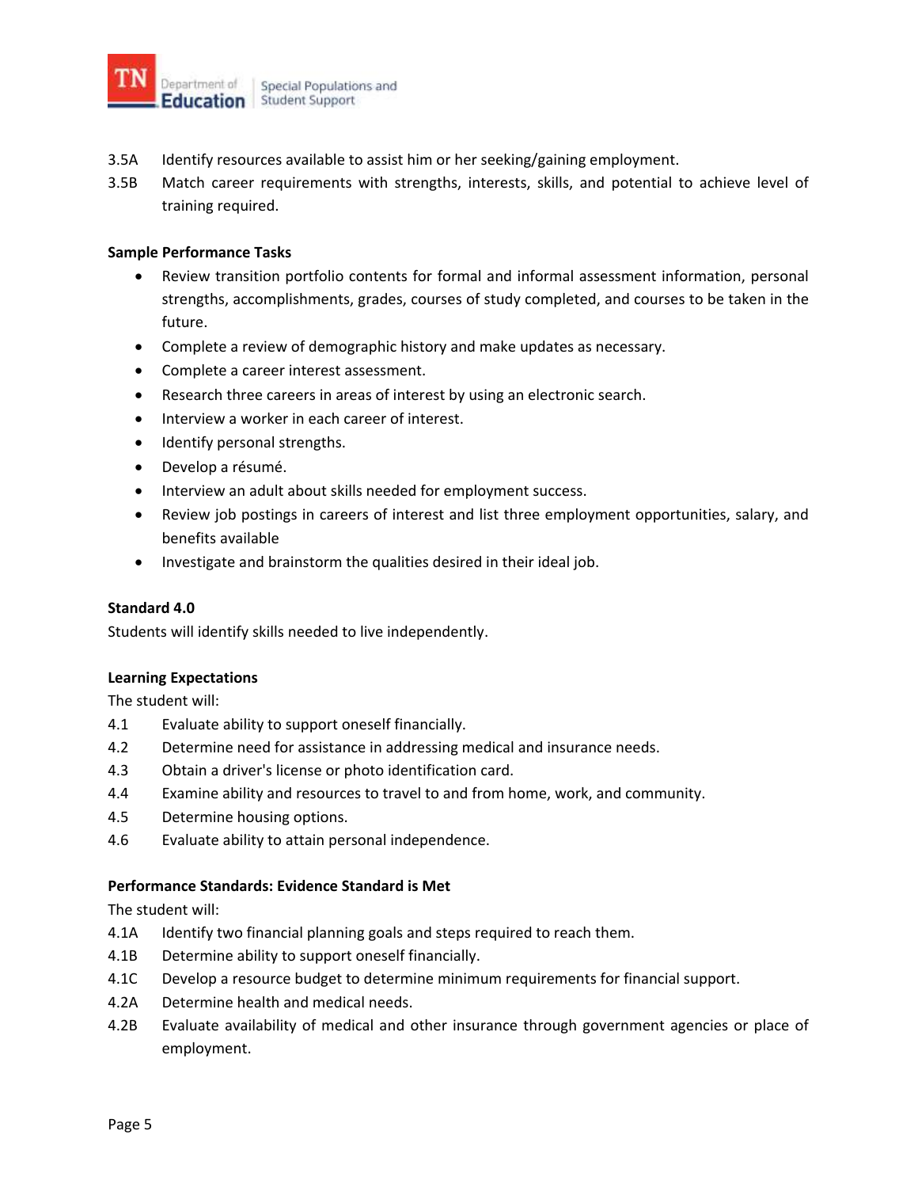3.5A Identify resources available to assist him or her seeking/gaining employment.

3.5B Match career requirements with strengths, interests, skills, and potential to achieve level of training required.

**Sample Performance Tasks**

- Review transition portfolio contents for formal and informal assessment information, personal strengths, accomplishments, grades, courses of study completed, and courses to be taken in the future.
- Complete a review of demographic history and make updates as necessary.
- Complete a career interest assessment.
- Research three careers in areas of interest by using an electronic search.
- Interview a worker in each career of interest.
- Identify personal strengths.
- Develop a résumé.
- Interview an adult about skills needed for employment success.
- Review job postings in careers of interest and list three employment opportunities, salary, and benefits available
- Investigate and brainstorm the qualities desired in their ideal job.

**Standard 4.0**

Students will identify skills needed to live independently.

**Learning Expectations**

The student will:

4.1 Evaluate ability to support oneself financially.

4.2 Determine need for assistance in addressing medical and insurance needs.

4.3 Obtain a driver's license or photo identification card.

4.4 Examine ability and resources to travel to and from home, work, and community.

4.5 Determine housing options.

4.6 Evaluate ability to attain personal independence.

**Performance Standards: Evidence Standard is Met**

The student will:

4.1A Identify two financial planning goals and steps required to reach them.

4.1B Determine ability to support oneself financially.

4.1C Develop a resource budget to determine minimum requirements for financial support.

4.2A Determine health and medical needs.

4.2B Evaluate availability of medical and other insurance through government agencies or place of employment.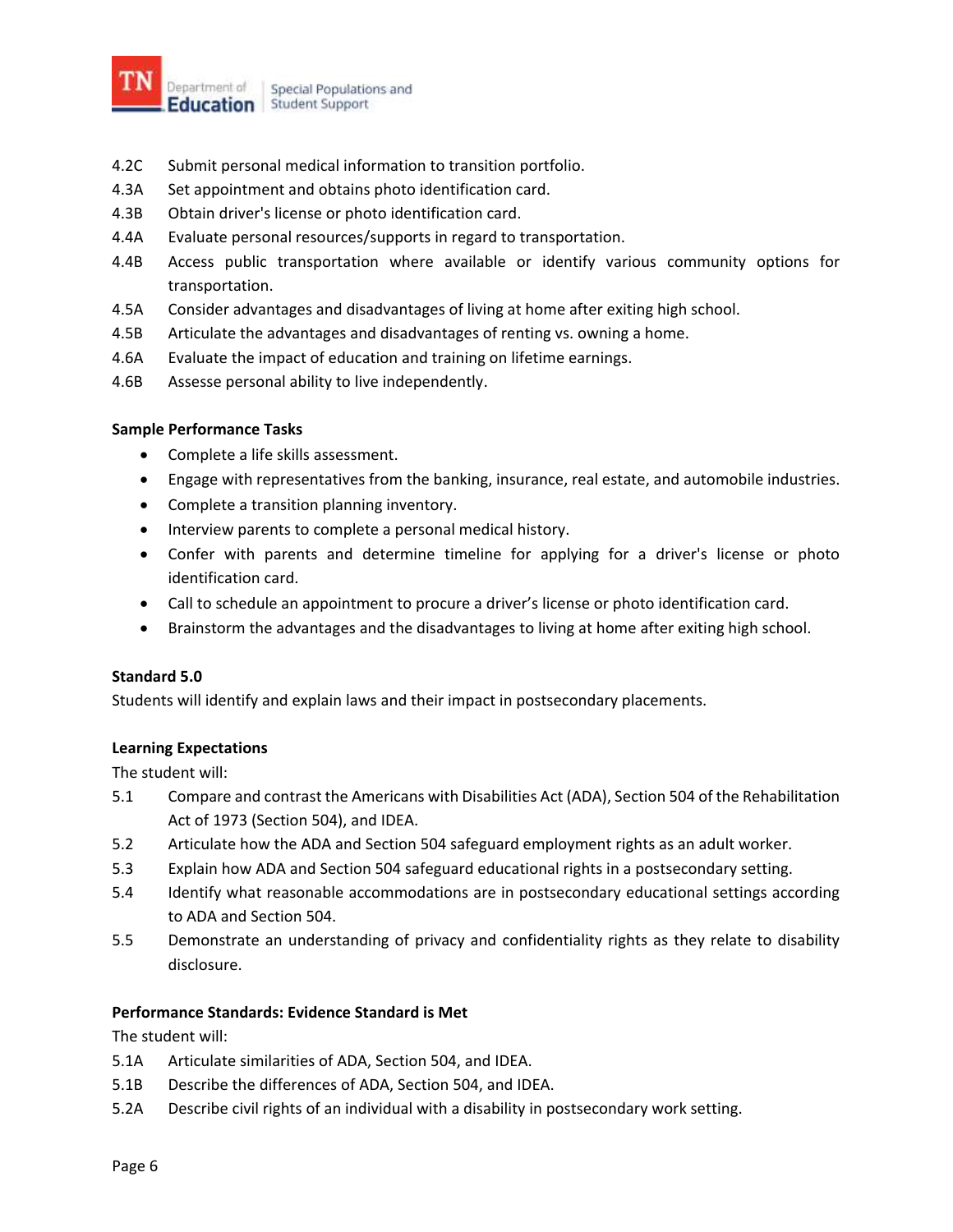4.2C Submit personal medical information to transition portfolio.

4.3A Set appointment and obtains photo identification card.

4.3B Obtain driver's license or photo identification card.

4.4A Evaluate personal resources/supports in regard to transportation.

4.4B Access public transportation where available or identify various community options for transportation.

4.5A Consider advantages and disadvantages of living at home after exiting high school.

4.5B Articulate the advantages and disadvantages of renting vs. owning a home.

4.6A Evaluate the impact of education and training on lifetime earnings.

4.6B Assese personal ability to live independently.

**Sample Performance Tasks**

- Complete a life skills assessment.
- Engage with representatives from the banking, insurance, real estate, and automobile industries.
- Complete a transition planning inventory.
- Interview parents to complete a personal medical history.
- Confer with parents and determine timeline for applying for a driver's license or photo identification card.
- Call to schedule an appointment to procure a driver's license or photo identification card.
- Brainstorm the advantages and the disadvantages to living at home after exiting high school.

**Standard 5.0**

Students will identify and explain laws and their impact in postsecondary placements.

**Learning Expectations**

The student will:

5.1 Compare and contrast the Americans with Disabilities Act (ADA), Section 504 of the Rehabilitation Act of 1973 (Section 504), and IDEA.

5.2 Articulate how the ADA and Section 504 safeguard employment rights as an adult worker.

5.3 Explain how ADA and Section 504 safeguard educational rights in a postsecondary setting.

5.4 Identify what reasonable accommodations are in postsecondary educational settings according to ADA and Section 504.

5.5 Demonstrate an understanding of privacy and confidentiality rights as they relate to disability disclosure.

**Performance Standards: Evidence Standard is Met**

The student will:

5.1A Articulate similarities of ADA, Section 504, and IDEA.

5.1B Describe the differences of ADA, Section 504, and IDEA.

5.2A Describe civil rights of an individual with a disability in postsecondary work setting.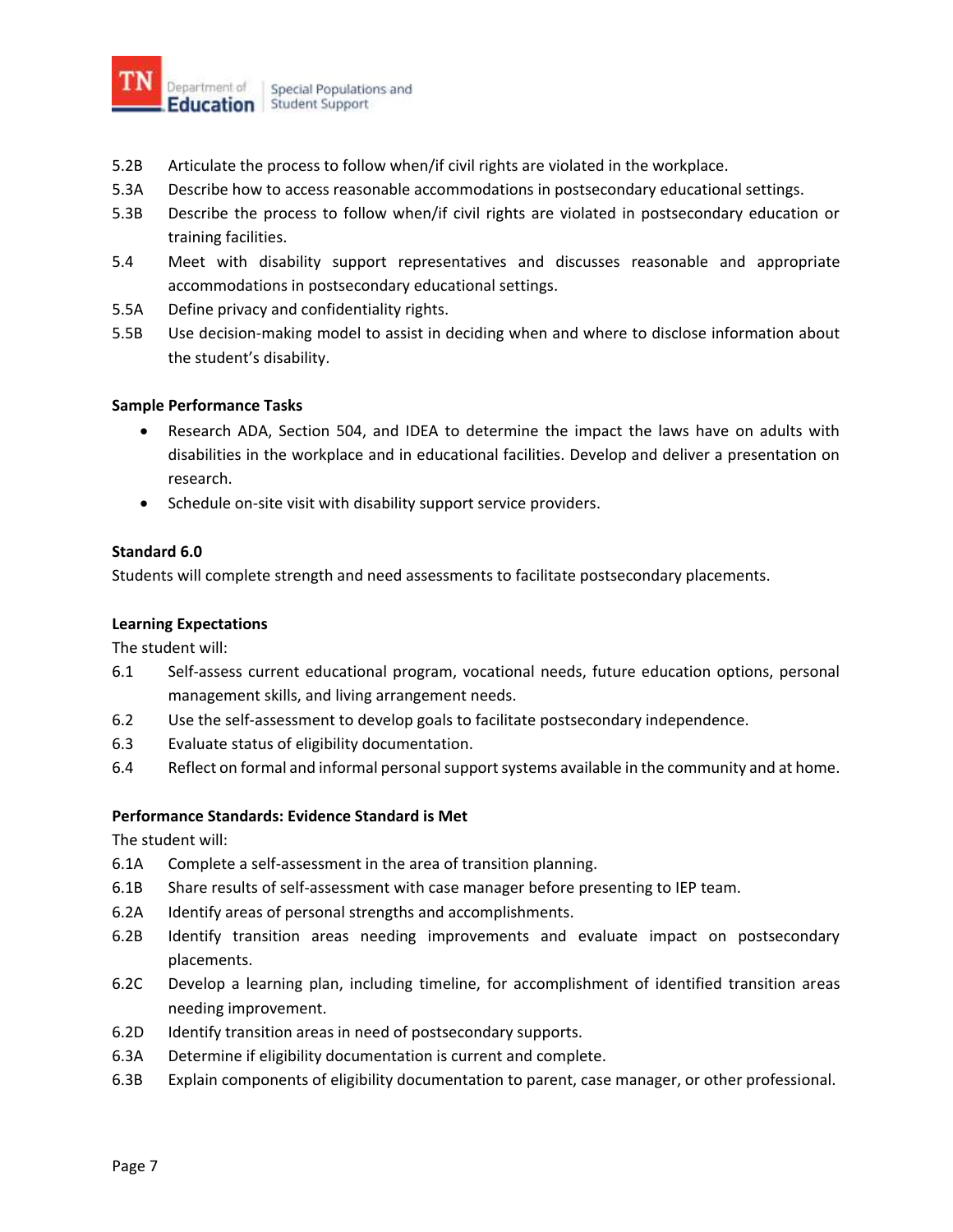5.2B Articulate the process to follow when/if civil rights are violated in the workplace.

5.3A Describe how to access reasonable accommodations in postsecondary educational settings.

5.3B Describe the process to follow when/if civil rights are violated in postsecondary education or training facilities.

5.4 Meet with disability support representatives and discusses reasonable and appropriate accommodations in postsecondary educational settings.

5.5A Define privacy and confidentiality rights.

5.5B Use decision-making model to assist in deciding when and where to disclose information about the student's disability.

**Sample Performance Tasks**

- Research ADA, Section 504, and IDEA to determine the impact the laws have on adults with disabilities in the workplace and in educational facilities. Develop and deliver a presentation on research.
- Schedule on-site visit with disability support service providers.

**Standard 6.0**

Students will complete strength and need assessments to facilitate postsecondary placements.

**Learning Expectations**

The student will:

6.1 Self-assess current educational program, vocational needs, future education options, personal management skills, and living arrangement needs.

6.2 Use the self-assessment to develop goals to facilitate postsecondary independence.

6.3 Evaluate status of eligibility documentation.

6.4 Reflect on formal and informal personal support systems available in the community and at home.

**Performance Standards: Evidence Standard is Met**

The student will:

6.1A Complete a self-assessment in the area of transition planning.

6.1B Share results of self-assessment with case manager before presenting to IEP team.

6.2A Identify areas of personal strengths and accomplishments.

6.2B Identify transition areas needing improvements and evaluate impact on postsecondary placements.

6.2C Develop a learning plan, including timeline, for accomplishment of identified transition areas needing improvement.

6.2D Identify transition areas in need of postsecondary supports.

6.3A Determine if eligibility documentation is current and complete.

6.3B Explain components of eligibility documentation to parent, case manager, or other professional.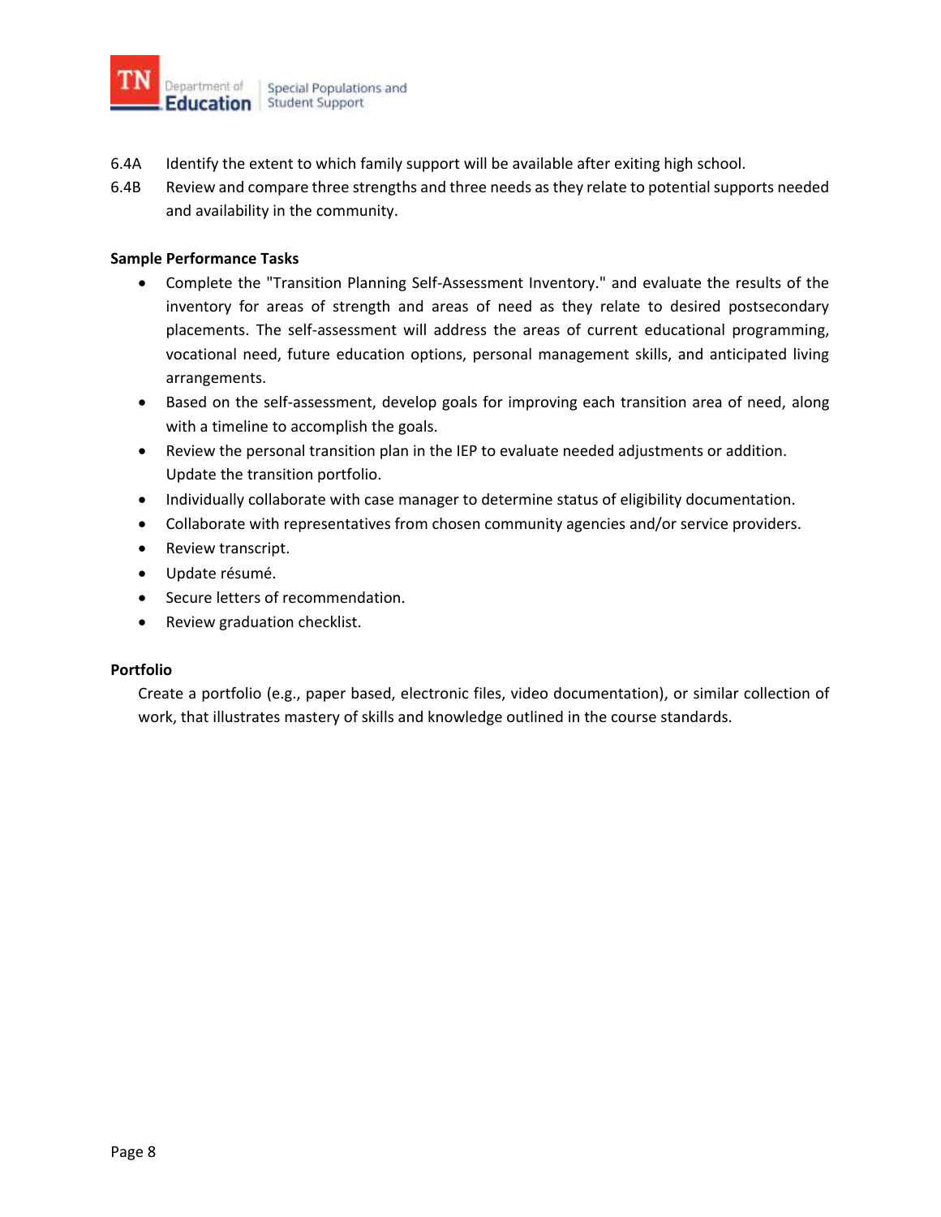6.4A Identify the extent to which family support will be available after exiting high school.

6.4B Review and compare three strengths and three needs as they relate to potential supports needed and availability in the community.

**Sample Performance Tasks**

- Complete the "Transition Planning Self-Assessment Inventory." and evaluate the results of the inventory for areas of strength and areas of need as they relate to desired postsecondary placements. The self-assessment will address the areas of current educational programming, vocational need, future education options, personal management skills, and anticipated living arrangements.
- Based on the self-assessment, develop goals for improving each transition area of need, along with a timeline to accomplish the goals.
- Review the personal transition plan in the IEP to evaluate needed adjustments or addition. Update the transition portfolio.
- Individually collaborate with case manager to determine status of eligibility documentation.
- Collaborate with representatives from chosen community agencies and/or service providers.
- Review transcript.
- Update résumé.
- Secure letters of recommendation.
- Review graduation checklist.

**Portfolio**

Create a portfolio (e.g., paper based, electronic files, video documentation), or similar collection of work, that illustrates mastery of skills and knowledge outlined in the course standards.